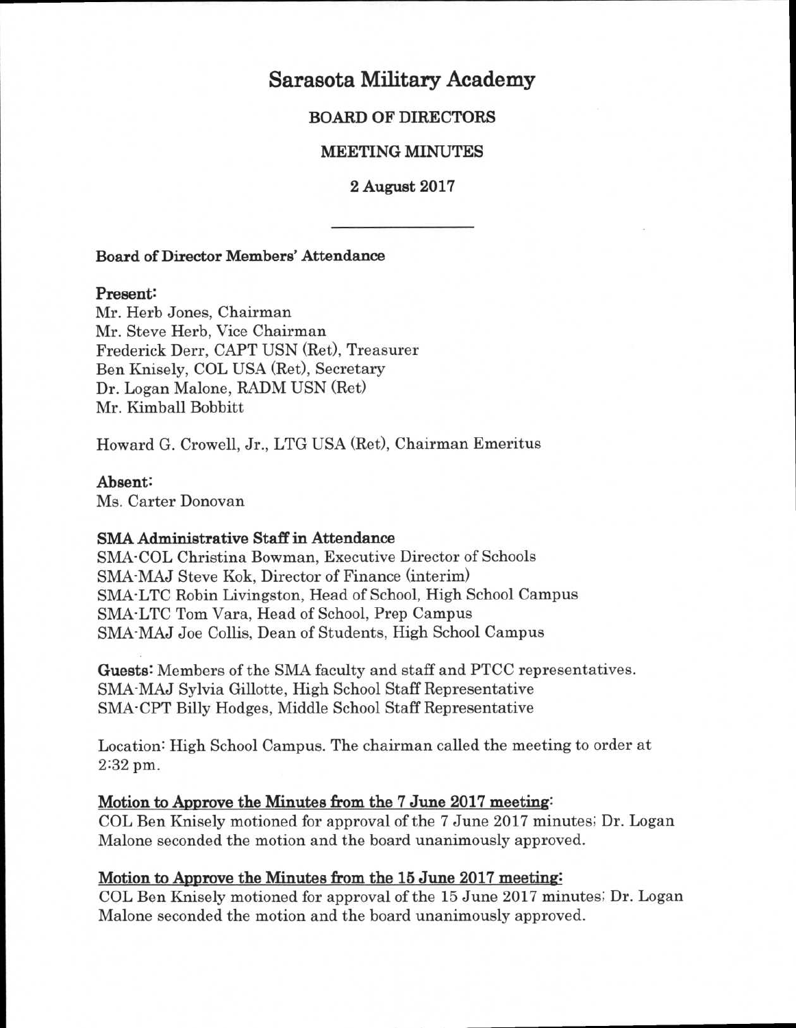# Sarasota Military Academy

## BOARD OF DIRECTORS

## MEETING MINUTES

## 2 August 2017

---

**Board of Director Members' Attendance**

**Present:**
Mr. Herb Jones, Chairman
Mr. Steve Herb, Vice Chairman
Frederick Derr, CAPT USN (Ret), Treasurer
Ben Knisely, COL USA (Ret), Secretary
Dr. Logan Malone, RADM USN (Ret)
Mr. Kimball Bobbitt

Howard G. Crowell, Jr., LTG USA (Ret), Chairman Emeritus

**Absent:**
Ms. Carter Donovan

**SMA Administrative Staff in Attendance**
SMA-COL Christina Bowman, Executive Director of Schools
SMA-MAJ Steve Kok, Director of Finance (interim)
SMA-LTC Robin Livingston, Head of School, High School Campus
SMA-LTC Tom Vara, Head of School, Prep Campus
SMA-MAJ Joe Collis, Dean of Students, High School Campus

**Guests:** Members of the SMA faculty and staff and PTCC representatives.
SMA-MAJ Sylvia Gillotte, High School Staff Representative
SMA-CPT Billy Hodges, Middle School Staff Representative

Location: High School Campus. The chairman called the meeting to order at 2:32 pm.

**Motion to Approve the Minutes from the 7 June 2017 meeting:**
COL Ben Knisely motioned for approval of the 7 June 2017 minutes; Dr. Logan Malone seconded the motion and the board unanimously approved.

**Motion to Approve the Minutes from the 15 June 2017 meeting:**
COL Ben Knisely motioned for approval of the 15 June 2017 minutes; Dr. Logan Malone seconded the motion and the board unanimously approved.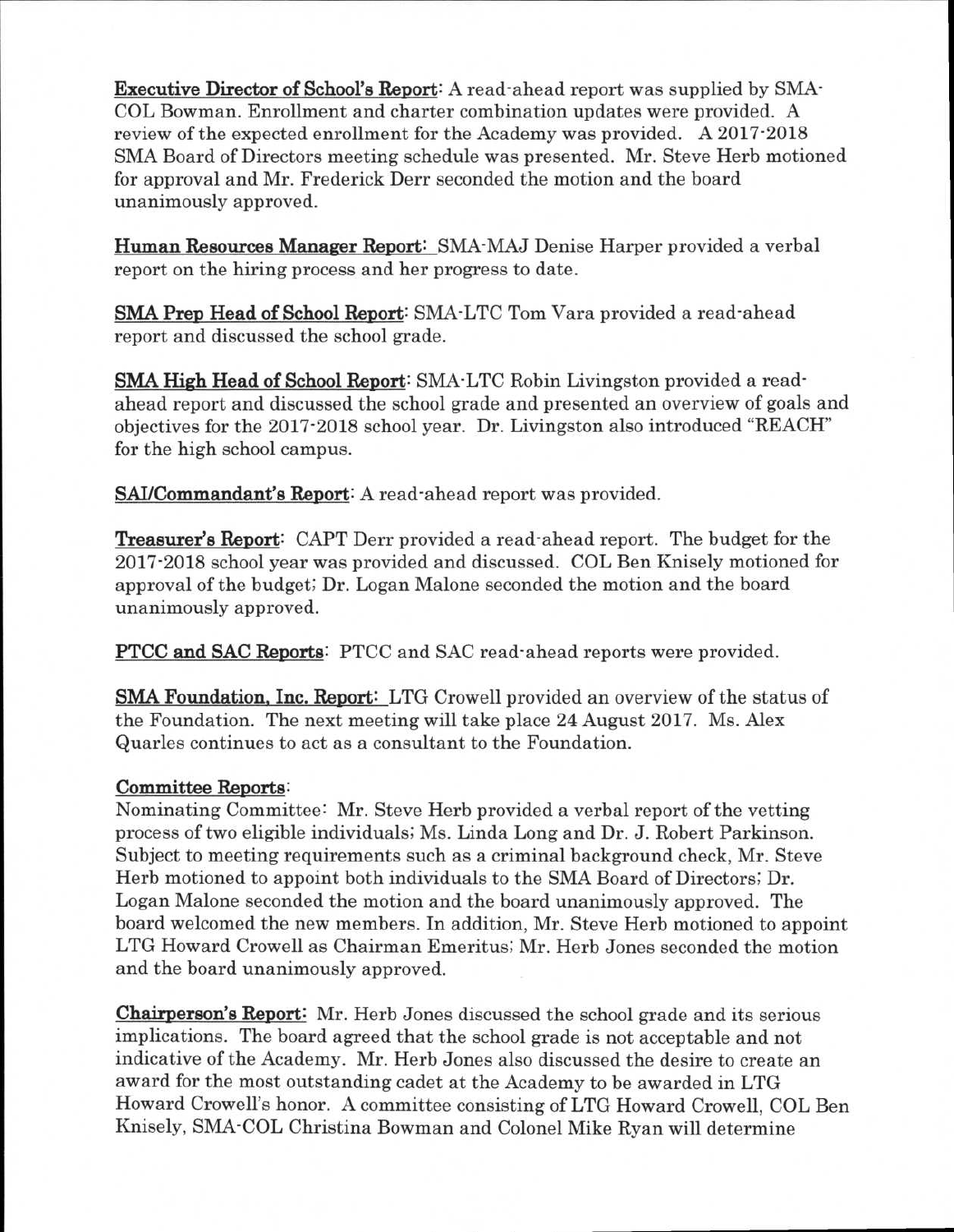**Executive Director of School's Report**: A read-ahead report was supplied by SMA-COL Bowman. Enrollment and charter combination updates were provided. A review of the expected enrollment for the Academy was provided. A 2017-2018 SMA Board of Directors meeting schedule was presented. Mr. Steve Herb motioned for approval and Mr. Frederick Derr seconded the motion and the board unanimously approved.

**Human Resources Manager Report**: SMA-MAJ Denise Harper provided a verbal report on the hiring process and her progress to date.

**SMA Prep Head of School Report**: SMA-LTC Tom Vara provided a read-ahead report and discussed the school grade.

**SMA High Head of School Report**: SMA-LTC Robin Livingston provided a read-ahead report and discussed the school grade and presented an overview of goals and objectives for the 2017-2018 school year. Dr. Livingston also introduced "REACH" for the high school campus.

**SAI/Commandant's Report**: A read-ahead report was provided.

**Treasurer's Report**: CAPT Derr provided a read-ahead report. The budget for the 2017-2018 school year was provided and discussed. COL Ben Knisely motioned for approval of the budget; Dr. Logan Malone seconded the motion and the board unanimously approved.

**PTCC and SAC Reports**: PTCC and SAC read-ahead reports were provided.

**SMA Foundation, Inc. Report**: LTG Crowell provided an overview of the status of the Foundation. The next meeting will take place 24 August 2017. Ms. Alex Quarles continues to act as a consultant to the Foundation.

**Committee Reports**:
Nominating Committee: Mr. Steve Herb provided a verbal report of the vetting process of two eligible individuals; Ms. Linda Long and Dr. J. Robert Parkinson. Subject to meeting requirements such as a criminal background check, Mr. Steve Herb motioned to appoint both individuals to the SMA Board of Directors; Dr. Logan Malone seconded the motion and the board unanimously approved. The board welcomed the new members. In addition, Mr. Steve Herb motioned to appoint LTG Howard Crowell as Chairman Emeritus; Mr. Herb Jones seconded the motion and the board unanimously approved.

**Chairperson's Report**: Mr. Herb Jones discussed the school grade and its serious implications. The board agreed that the school grade is not acceptable and not indicative of the Academy. Mr. Herb Jones also discussed the desire to create an award for the most outstanding cadet at the Academy to be awarded in LTG Howard Crowell's honor. A committee consisting of LTG Howard Crowell, COL Ben Knisely, SMA-COL Christina Bowman and Colonel Mike Ryan will determine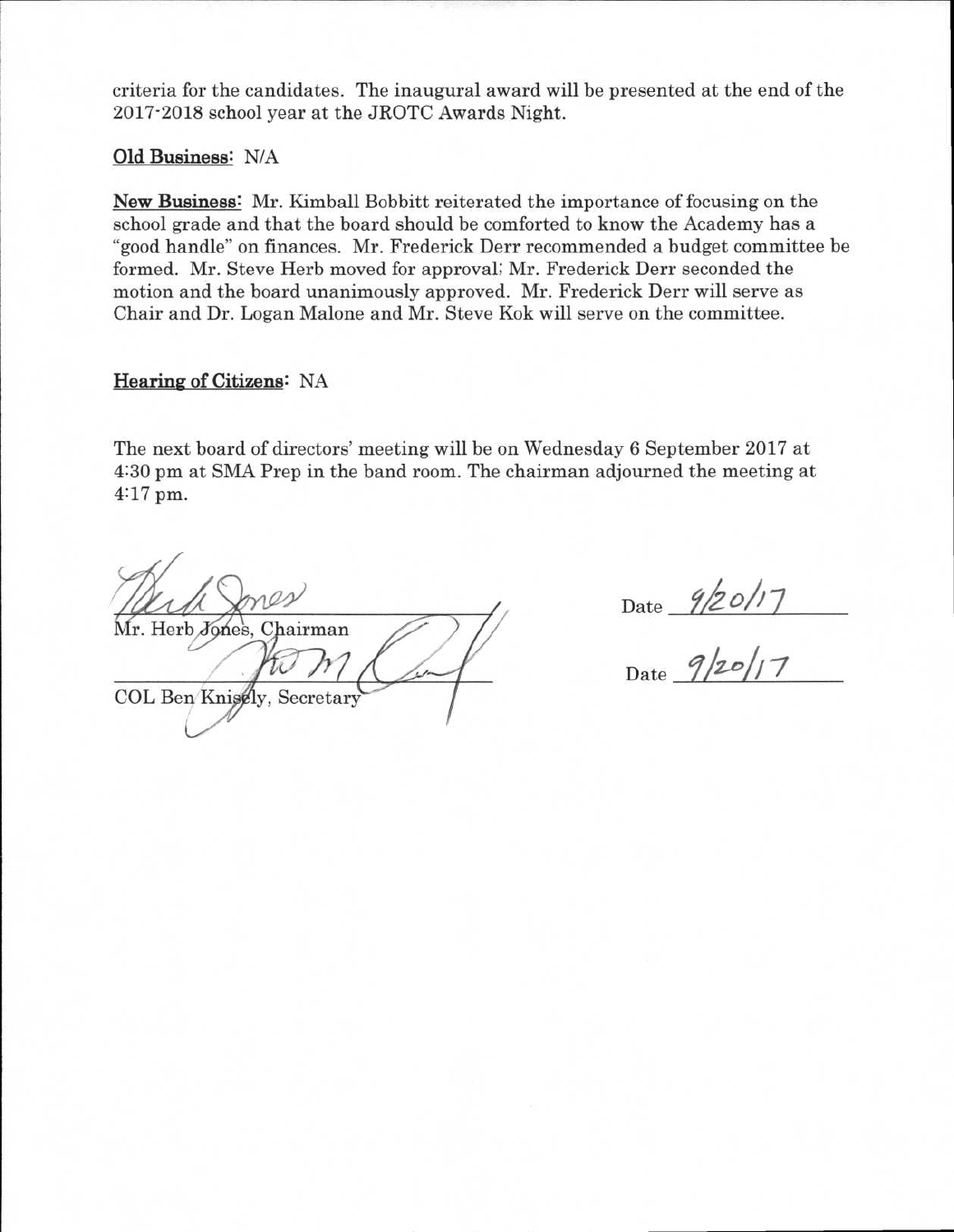criteria for the candidates. The inaugural award will be presented at the end of the 2017-2018 school year at the JROTC Awards Night.

**Old Business**: N/A

**New Business**: Mr. Kimball Bobbitt reiterated the importance of focusing on the school grade and that the board should be comforted to know the Academy has a "good handle" on finances. Mr. Frederick Derr recommended a budget committee be formed. Mr. Steve Herb moved for approval; Mr. Frederick Derr seconded the motion and the board unanimously approved. Mr. Frederick Derr will serve as Chair and Dr. Logan Malone and Mr. Steve Kok will serve on the committee.

**Hearing of Citizens**: NA

The next board of directors' meeting will be on Wednesday 6 September 2017 at 4:30 pm at SMA Prep in the band room. The chairman adjourned the meeting at 4:17 pm.

Mr. Herb Jones, Chairman — Date 9/20/17

COL Ben Knisely, Secretary — Date 9/20/17